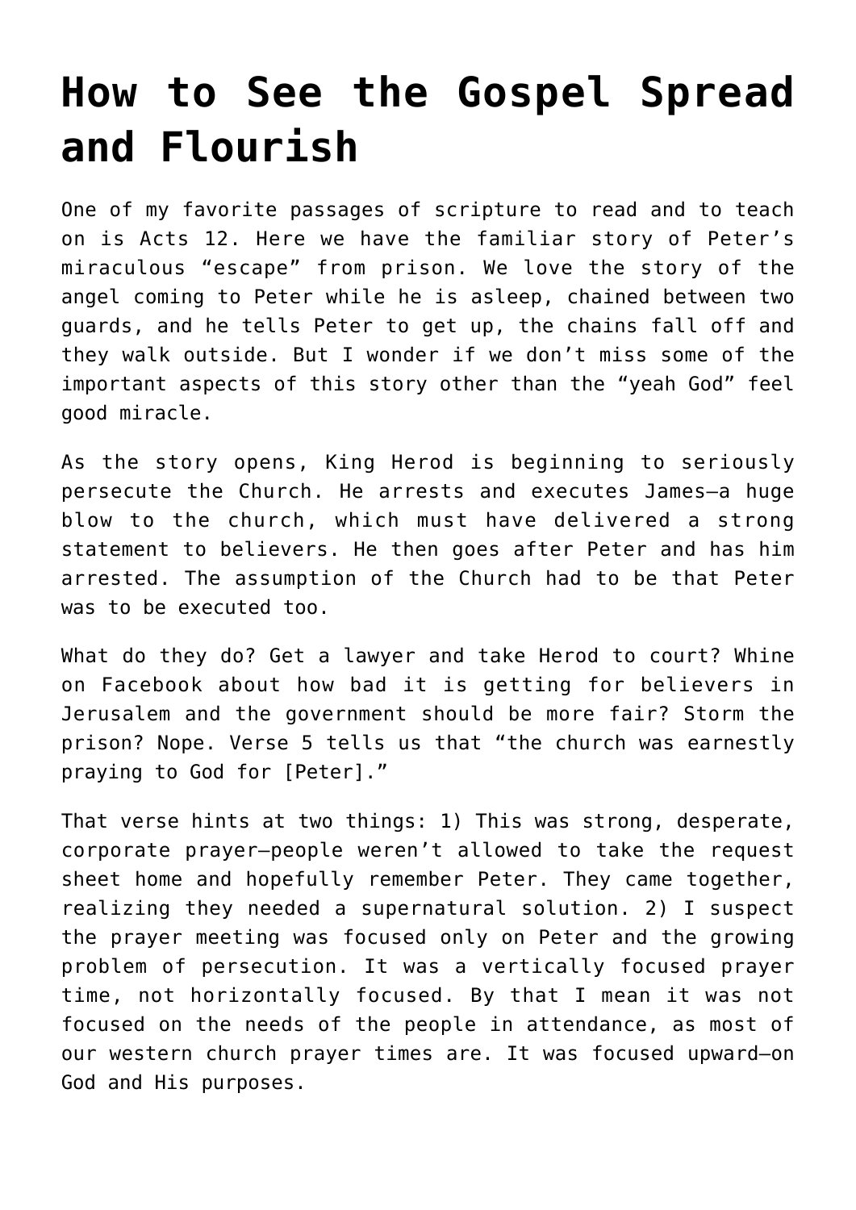# How to See the Gospel Spread and Flourish

One of my favorite passages of scripture to read and to teach on is Acts 12. Here we have the familiar story of Peter's miraculous "escape" from prison. We love the story of the angel coming to Peter while he is asleep, chained between two guards, and he tells Peter to get up, the chains fall off and they walk outside. But I wonder if we don't miss some of the important aspects of this story other than the "yeah God" feel good miracle.

As the story opens, King Herod is beginning to seriously persecute the Church. He arrests and executes James—a huge blow to the church, which must have delivered a strong statement to believers. He then goes after Peter and has him arrested. The assumption of the Church had to be that Peter was to be executed too.

What do they do? Get a lawyer and take Herod to court? Whine on Facebook about how bad it is getting for believers in Jerusalem and the government should be more fair? Storm the prison? Nope. Verse 5 tells us that "the church was earnestly praying to God for [Peter]."

That verse hints at two things: 1) This was strong, desperate, corporate prayer—people weren't allowed to take the request sheet home and hopefully remember Peter. They came together, realizing they needed a supernatural solution. 2) I suspect the prayer meeting was focused only on Peter and the growing problem of persecution. It was a vertically focused prayer time, not horizontally focused. By that I mean it was not focused on the needs of the people in attendance, as most of our western church prayer times are. It was focused upward—on God and His purposes.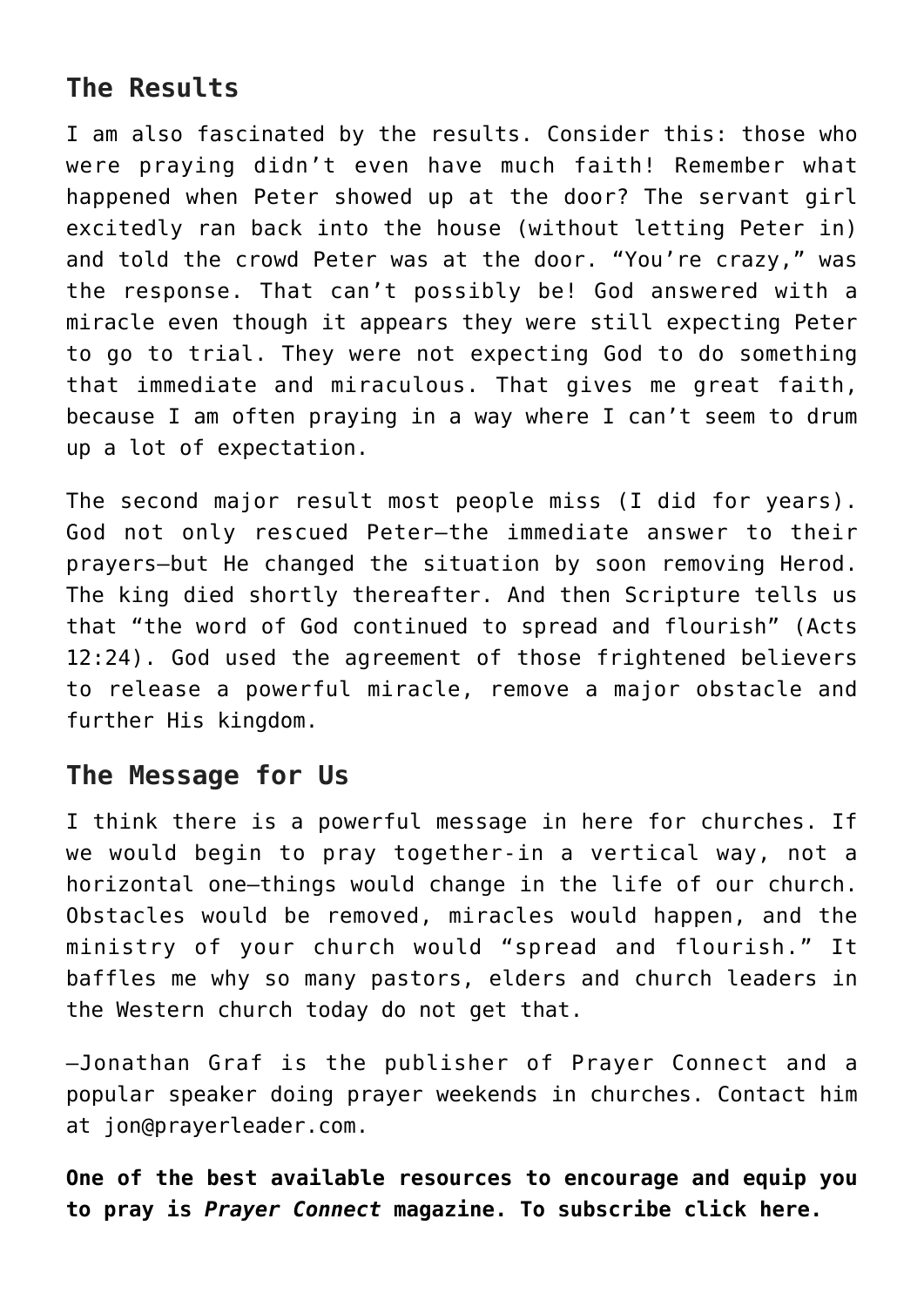## The Results

I am also fascinated by the results. Consider this: those who were praying didn't even have much faith! Remember what happened when Peter showed up at the door? The servant girl excitedly ran back into the house (without letting Peter in) and told the crowd Peter was at the door. "You're crazy," was the response. That can't possibly be! God answered with a miracle even though it appears they were still expecting Peter to go to trial. They were not expecting God to do something that immediate and miraculous. That gives me great faith, because I am often praying in a way where I can't seem to drum up a lot of expectation.

The second major result most people miss (I did for years). God not only rescued Peter—the immediate answer to their prayers—but He changed the situation by soon removing Herod. The king died shortly thereafter. And then Scripture tells us that "the word of God continued to spread and flourish" (Acts 12:24). God used the agreement of those frightened believers to release a powerful miracle, remove a major obstacle and further His kingdom.

## The Message for Us

I think there is a powerful message in here for churches. If we would begin to pray together-in a vertical way, not a horizontal one—things would change in the life of our church. Obstacles would be removed, miracles would happen, and the ministry of your church would "spread and flourish." It baffles me why so many pastors, elders and church leaders in the Western church today do not get that.

—Jonathan Graf is the publisher of Prayer Connect and a popular speaker doing prayer weekends in churches. Contact him at jon@prayerleader.com.

**One of the best available resources to encourage and equip you to pray is *Prayer Connect* magazine. To subscribe click here.**